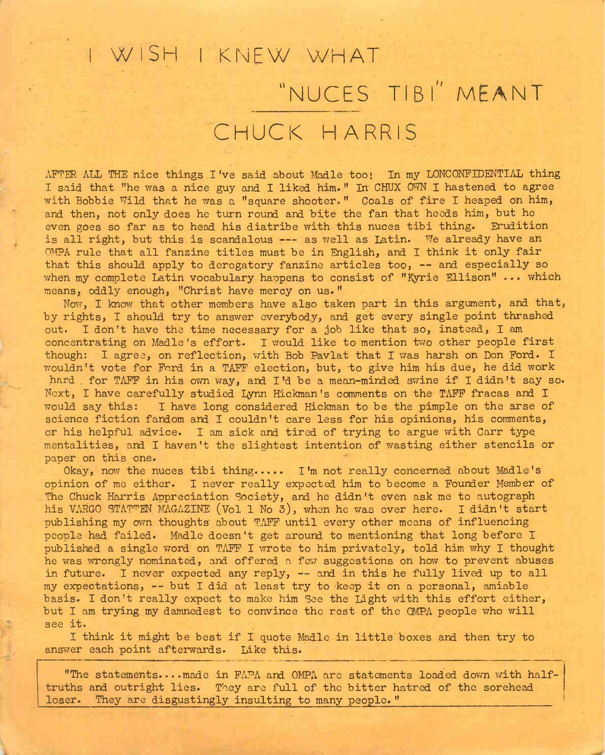# I WISH I KNEW WHAT "NUCES TIBI" MEANT

## CHUCK HARRIS

AFTER ALL THE nice things I've said about Madle too! In my LONCONFIDENTIAL thing I said that "he was a nice guy and I liked him." In CHUX OWN I hastened to agree with Bobbie Wild that he was a "square shooter." Coals of fire I heaped on him, and then, not only does he turn round and bite the fan that heeds him, but he even goes so far as to head his diatribe with this nuces tibi thing. Erudition is all right, but this is scandalous --- as well as Latin. We already have an OMPA rule that all fanzine titles must be in English, and I think it only fair that this should apply to derogatory fanzine articles too, -- and especially so when my complete Latin vocabulary happens to consist of "Kyrie Ellison" ... which means, oddly enough, "Christ have mercy on us."

Now, I know that other members have also taken part in this argument, and that, by rights, I should try to answer everybody, and get every single point thrashed out. I don't have the time necessary for a job like that so, instead, I am concentrating on Madle's effort. I would like to mention two other people first though: I agree, on reflection, with Bob Pavlat that I was harsh on Don Ford. I wouldn't vote for Ford in a TAFF election, but, to give him his due, he did work hard for TAFF in his own way, and I'd be a mean-minded swine if I didn't say so. Next, I have carefully studied Lynn Hickman's comments on the TAFF fracas and I would say this: I have long considered Hickman to be the pimple on the arse of science fiction fandom and I couldn't care less for his opinions, his comments, or his helpful advice. I am sick and tired of trying to argue with Carr type mentalities, and I haven't the slightest intention of wasting either stencils or paper on this one.

Okay, now the nuces tibi thing..... I'm not really concerned about Madle's opinion of me either. I never really expected him to become a Founder Member of The Chuck Harris Appreciation Society, and he didn't even ask me to autograph his VARGO STATTEN MAGAZINE (Vol 1 No 3), when he was over here. I didn't start publishing my own thoughts about TAFF until every other means of influencing people had failed. Madle doesn't get around to mentioning that long before I published a single word on TAFF I wrote to him privately, told him why I thought he was wrongly nominated, and offered a few suggestions on how to prevent abuses in future. I never expected any reply, -- and in this he fully lived up to all my expectations, -- but I did at least try to keep it on a personal, amiable basis. I don't really expect to make him See the Light with this effort either, but I am trying my damnedest to convince the rest of the OMPA people who will see it.

I think it might be best if I quote Madle in little boxes and then try to answer each point afterwards. Like this.

> "The statements....made in FAPA and OMPA are statements loaded down with half-truths and outright lies. They are full of the bitter hatred of the sorehead loser. They are disgustingly insulting to many people."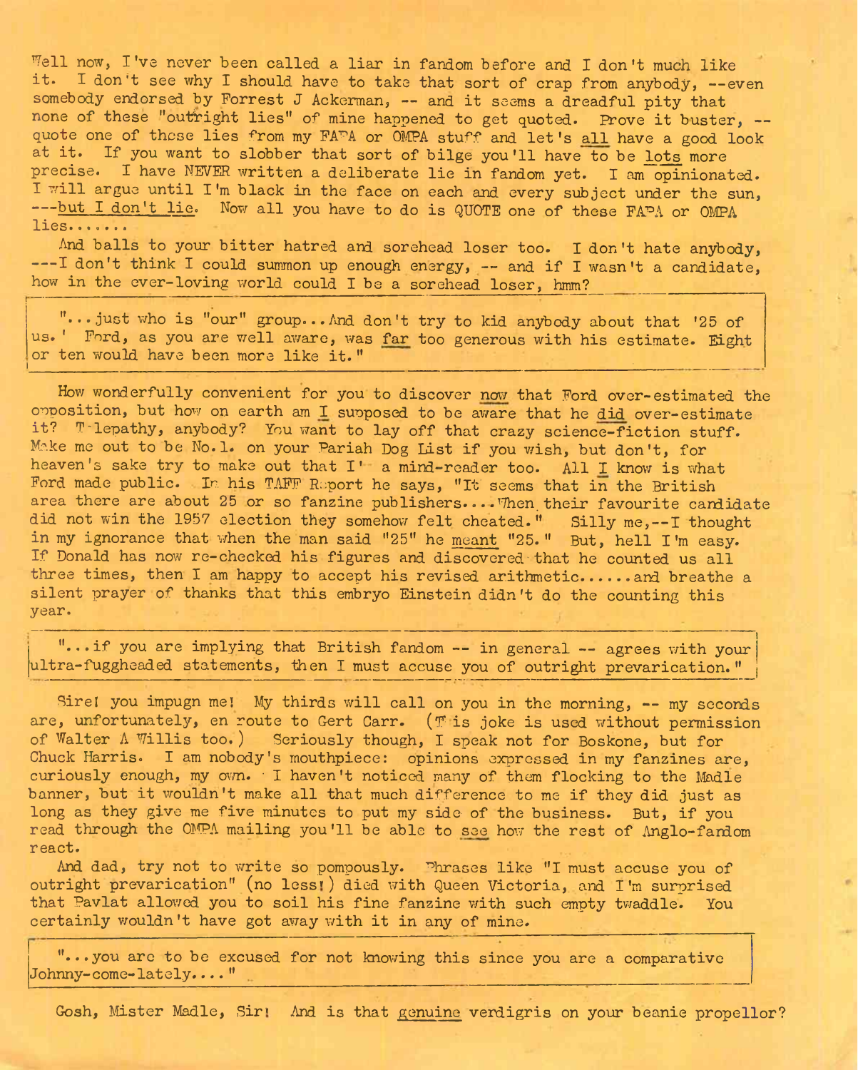Well now, I've never been called a liar in fandom before and I don't much like it. I don't see why I should have to take that sort of crap from anybody, --even somebody endorsed by Forrest J Ackerman, -- and it seems a dreadful pity that none of these "outright lies" of mine happened to get quoted. Prove it buster, -- quote one of these lies from my FAPA or OMPA stuff and let's all have a good look at it. If you want to slobber that sort of bilge you'll have to be lots more precise. I have NEVER written a deliberate lie in fandom yet. I am opinionated. I will argue until I'm black in the face on each and every subject under the sun, ---but I don't lie. Now all you have to do is QUOTE one of these FAPA or OMPA lies.......

And balls to your bitter hatred and sorehead loser too. I don't hate anybody, ---I don't think I could summon up enough energy, -- and if I wasn't a candidate, how in the ever-loving world could I be a sorehead loser, hmm?

> "...just who is "our" group...And don't try to kid anybody about that '25 of us.' Ford, as you are well aware, was far too generous with his estimate. Eight or ten would have been more like it."

How wonderfully convenient for you to discover now that Ford over-estimated the opposition, but how on earth am I supposed to be aware that he did over-estimate it? Telepathy, anybody? You want to lay off that crazy science-fiction stuff. Make me out to be No.1. on your Pariah Dog List if you wish, but don't, for heaven's sake try to make out that I'm a mind-reader too. All I know is what Ford made public. In his TAFF Report he says, "It seems that in the British area there are about 25 or so fanzine publishers....When their favourite candidate did not win the 1957 election they somehow felt cheated." Silly me,--I thought in my ignorance that when the man said "25" he meant "25." But, hell I'm easy. If Donald has now re-checked his figures and discovered that he counted us all three times, then I am happy to accept his revised arithmetic......and breathe a silent prayer of thanks that this embryo Einstein didn't do the counting this year.

> "...if you are implying that British fandom -- in general -- agrees with your ultra-fuggheaded statements, then I must accuse you of outright prevarication."

Sire! you impugn me! My thirds will call on you in the morning, -- my seconds are, unfortunately, en route to Gert Carr. (This joke is used without permission of Walter A Willis too.) Seriously though, I speak not for Boskone, but for Chuck Harris. I am nobody's mouthpiece: opinions expressed in my fanzines are, curiously enough, my own. I haven't noticed many of them flocking to the Madle banner, but it wouldn't make all that much difference to me if they did just as long as they give me five minutes to put my side of the business. But, if you read through the OMPA mailing you'll be able to see how the rest of Anglo-fandom react.

And dad, try not to write so pompously. Phrases like "I must accuse you of outright prevarication" (no less!) died with Queen Victoria, and I'm surprised that Pavlat allowed you to soil his fine fanzine with such empty twaddle. You certainly wouldn't have got away with it in any of mine.

> "...you are to be excused for not knowing this since you are a comparative Johnny-come-lately...."

Gosh, Mister Madle, Sir! And is that genuine verdigris on your beanie propellor?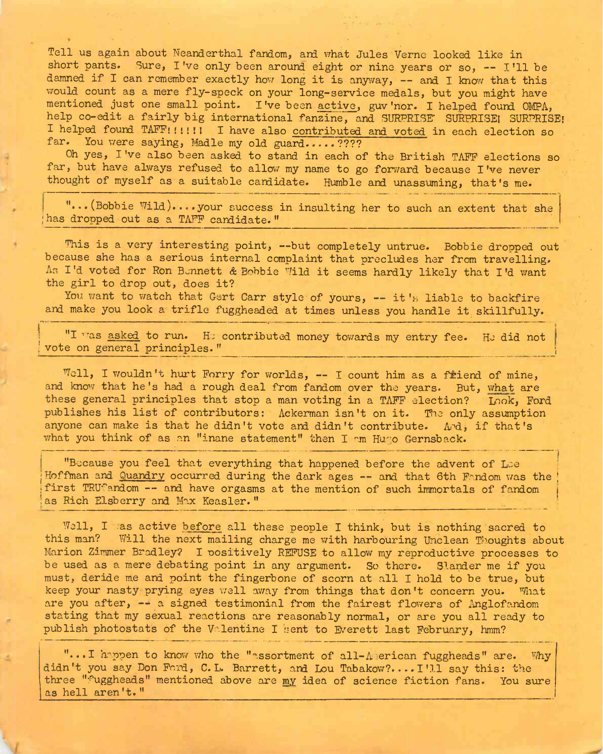Tell us again about Neanderthal fandom, and what Jules Verne looked like in short pants. Sure, I've only been around eight or nine years or so, -- I'll be damned if I can remember exactly how long it is anyway, -- and I know that this would count as a mere fly-speck on your long-service medals, but you might have mentioned just one small point. I've been active, guv'nor. I helped found OMPA, help co-edit a fairly big international fanzine, and SURPRISE SURPRISE! SURPRISE! I helped found TAFF!!!!!! I have also contributed and voted in each election so far. You were saying, Madle my old guard.....????

Oh yes, I've also been asked to stand in each of the British TAFF elections so far, but have always refused to allow my name to go forward because I've never thought of myself as a suitable candidate. Humble and unassuming, that's me.

> "...(Bobbie Wild)....your success in insulting her to such an extent that she has dropped out as a TAFF candidate."

This is a very interesting point, --but completely untrue. Bobbie dropped out because she has a serious internal complaint that precludes her from travelling. As I'd voted for Ron Bennett & Bobbie Wild it seems hardly likely that I'd want the girl to drop out, does it?

You want to watch that Gert Carr style of yours, -- it's liable to backfire and make you look a trifle fuggheaded at times unless you handle it skillfully.

> "I was asked to run. He contributed money towards my entry fee. He did not vote on general principles."

Well, I wouldn't hurt Forry for worlds, -- I count him as a friend of mine, and know that he's had a rough deal from fandom over the years. But, what are these general principles that stop a man voting in a TAFF election? Look, Ford publishes his list of contributors: Ackerman isn't on it. The only assumption anyone can make is that he didn't vote and didn't contribute. And, if that's what you think of as an "inane statement" then I am Hugo Gernsback.

> "Because you feel that everything that happened before the advent of Lee Hoffman and Quandry occurred during the dark ages -- and that 6th Fandom was the first TRUfandom -- and have orgasms at the mention of such immortals of fandom as Rich Elsberry and Max Keasler."

Well, I was active before all these people I think, but is nothing sacred to this man? Will the next mailing charge me with harbouring Unclean Thoughts about Marion Zimmer Bradley? I positively REFUSE to allow my reproductive processes to be used as a mere debating point in any argument. So there. Slander me if you must, deride me and point the fingerbone of scorn at all I hold to be true, but keep your nasty prying eyes well away from things that don't concern you. What are you after, -- a signed testimonial from the fairest flowers of Anglofandom stating that my sexual reactions are reasonably normal, or are you all ready to publish photostats of the Valentine I sent to Everett last February, hmm?

> "...I happen to know who the "assortment of all-American fuggheads" are. Why didn't you say Don Ford, C.L. Barrett, and Lou Tabakow?....I'll say this: the three "fuggheads" mentioned above are my idea of science fiction fans. You sure as hell aren't."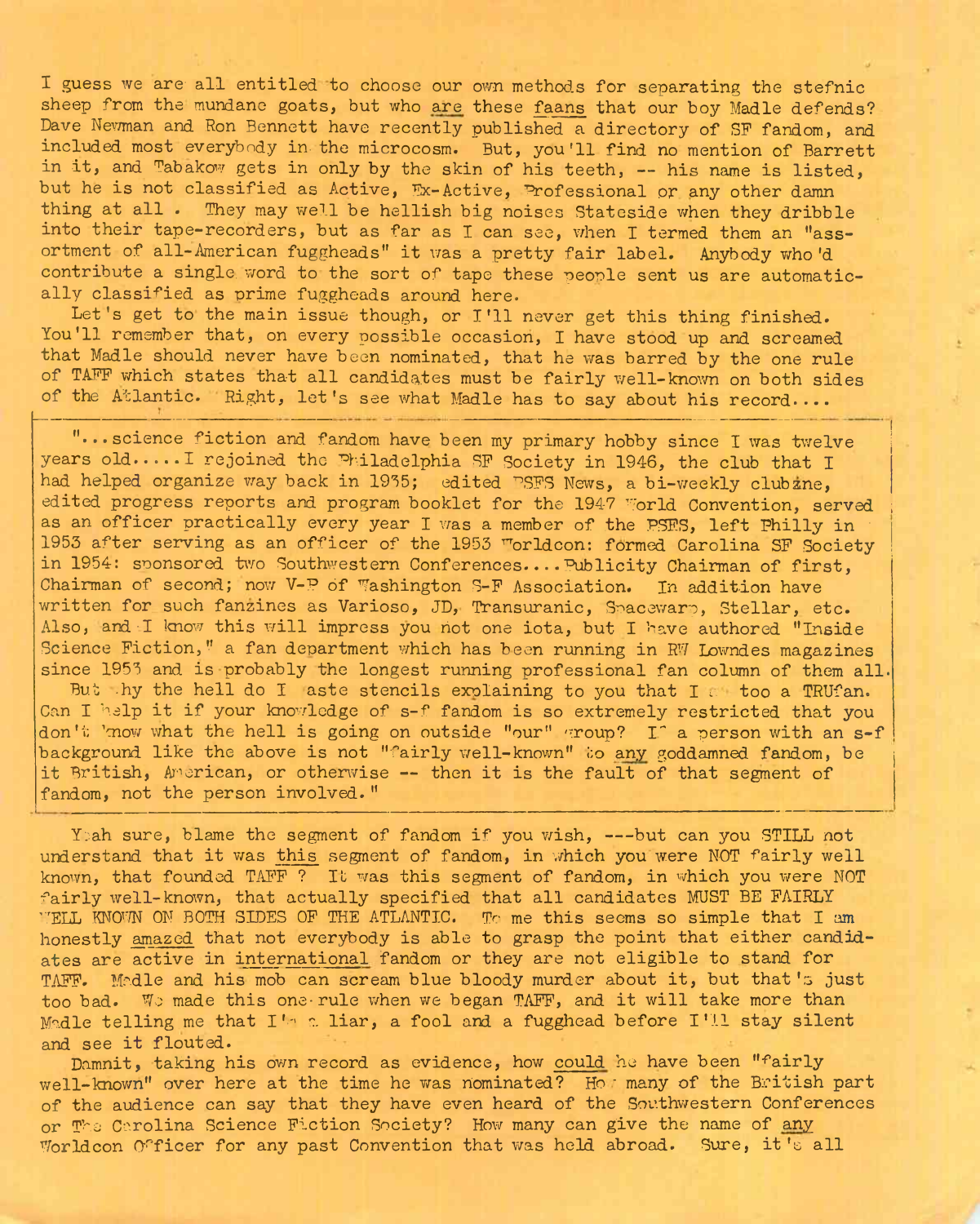I guess we are all entitled to choose our own methods for separating the stefnic sheep from the mundane goats, but who are these faans that our boy Madle defends? Dave Newman and Ron Bennett have recently published a directory of SF fandom, and included most everybody in the microcosm. But, you'll find no mention of Barrett in it, and Tabakow gets in only by the skin of his teeth, -- his name is listed, but he is not classified as Active, Ex-Active, Professional or any other damn thing at all. They may well be hellish big noises Stateside when they dribble into their tape-recorders, but as far as I can see, when I termed them an "assortment of all-American fuggheads" it was a pretty fair label. Anybody who'd contribute a single word to the sort of tape these people sent us are automatically classified as prime fuggheads around here.

Let's get to the main issue though, or I'll never get this thing finished. You'll remember that, on every possible occasion, I have stood up and screamed that Madle should never have been nominated, that he was barred by the one rule of TAFF which states that all candidates must be fairly well-known on both sides of the Atlantic. Right, let's see what Madle has to say about his record....

> "...science fiction and fandom have been my primary hobby since I was twelve years old.....I rejoined the Philadelphia SF Society in 1946, the club that I had helped organize way back in 1935; edited PSFS News, a bi-weekly clubzine, edited progress reports and program booklet for the 1947 World Convention, served as an officer practically every year I was a member of the PSFS, left Philly in 1953 after serving as an officer of the 1953 Worldcon: formed Carolina SF Society in 1954: sponsored two Southwestern Conferences....Publicity Chairman of first, Chairman of second; now V-P of Washington S-F Association. In addition have written for such fanzines as Varioso, JD, Transuranic, Spacewarp, Stellar, etc. Also, and I know this will impress you not one iota, but I have authored "Inside Science Fiction," a fan department which has been running in RW Lowndes magazines since 1953 and is probably the longest running professional fan column of them all.
>
> But why the hell do I waste stencils explaining to you that I am too a TRUfan. Can I help it if your knowledge of s-f fandom is so extremely restricted that you don't know what the hell is going on outside "our" group? If a person with an s-f background like the above is not "fairly well-known" to any goddamned fandom, be it British, American, or otherwise -- then it is the fault of that segment of fandom, not the person involved."

Yeah sure, blame the segment of fandom if you wish, ---but can you STILL not understand that it was this segment of fandom, in which you were NOT fairly well known, that founded TAFF ? It was this segment of fandom, in which you were NOT fairly well-known, that actually specified that all candidates MUST BE FAIRLY WELL KNOWN ON BOTH SIDES OF THE ATLANTIC. To me this seems so simple that I am honestly amazed that not everybody is able to grasp the point that either candidates are active in international fandom or they are not eligible to stand for TAFF. Madle and his mob can scream blue bloody murder about it, but that's just too bad. We made this one rule when we began TAFF, and it will take more than Madle telling me that I'm a liar, a fool and a fugghead before I'll stay silent and see it flouted.

Damnit, taking his own record as evidence, how could he have been "fairly well-known" over here at the time he was nominated? How many of the British part of the audience can say that they have even heard of the Southwestern Conferences or The Carolina Science Fiction Society? How many can give the name of any Worldcon Officer for any past Convention that was held abroad. Sure, it's all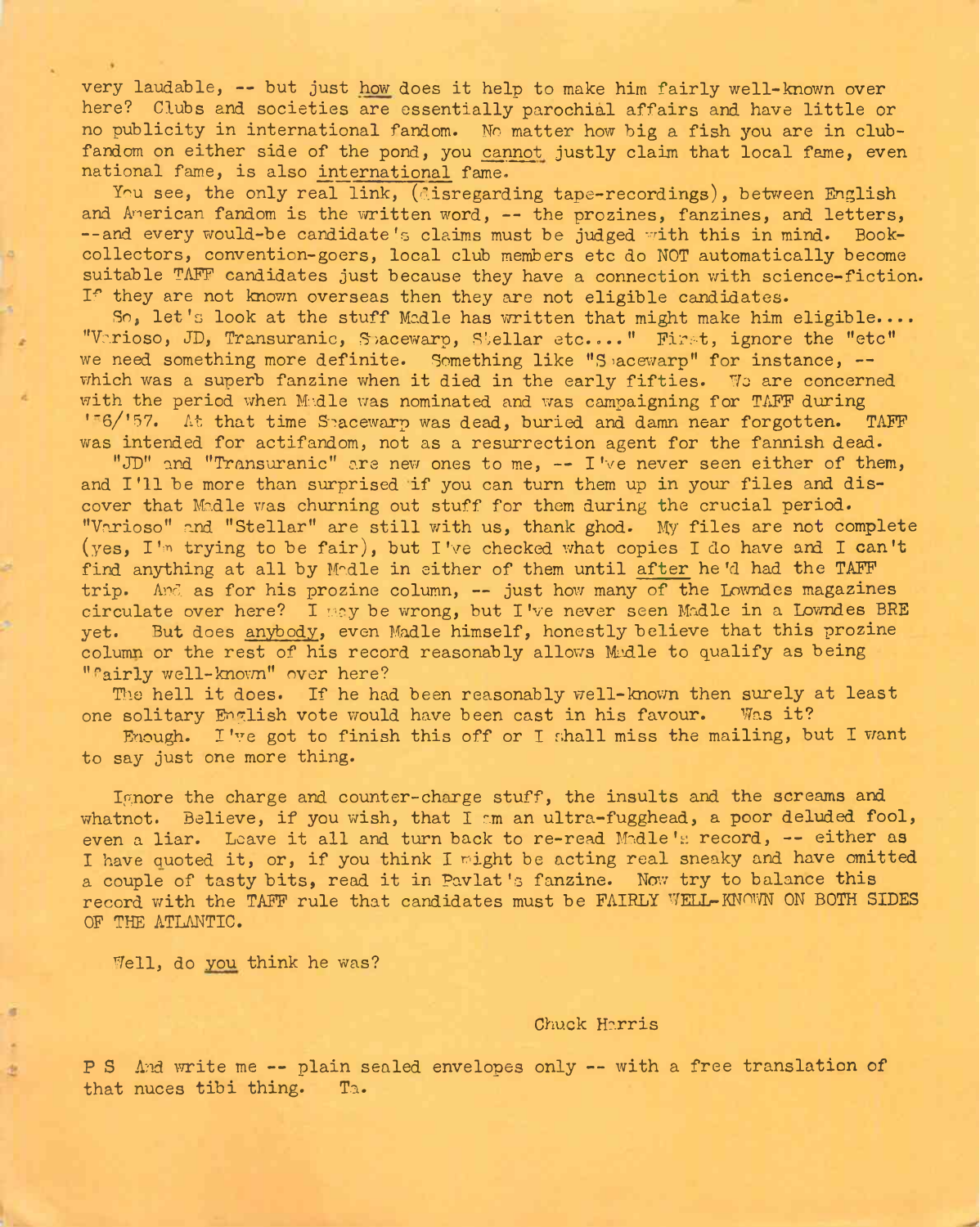very laudable, -- but just <u>how</u> does it help to make him fairly well-known over here? Clubs and societies are essentially parochial affairs and have little or no publicity in international fandom. No matter how big a fish you are in club-fandom on either side of the pond, you <u>cannot</u> justly claim that local fame, even national fame, is also <u>international</u> fame.

You see, the only real link, (disregarding tape-recordings), between English and American fandom is the written word, -- the prozines, fanzines, and letters, --and every would-be candidate's claims must be judged with this in mind. Book-collectors, convention-goers, local club members etc do NOT automatically become suitable TAFF candidates just because they have a connection with science-fiction. If they are not known overseas then they are not eligible candidates.

So, let's look at the stuff Madle has written that might make him eligible.... "Varioso, JD, Transuranic, Spacewarp, Stellar etc...." First, ignore the "etc" we need something more definite. Something like "Spacewarp" for instance, -- which was a superb fanzine when it died in the early fifties. We are concerned with the period when Madle was nominated and was campaigning for TAFF during '56/'57. At that time Spacewarp was dead, buried and damn near forgotten. TAFF was intended for actifandom, not as a resurrection agent for the fannish dead.

"JD" and "Transuranic" are new ones to me, -- I've never seen either of them, and I'll be more than surprised if you can turn them up in your files and discover that Madle was churning out stuff for them during the crucial period. "Varioso" and "Stellar" are still with us, thank ghod. My files are not complete (yes, I'm trying to be fair), but I've checked what copies I do have and I can't find anything at all by Madle in either of them until <u>after</u> he'd had the TAFF trip. And as for his prozine column, -- just how many of the Lowndes magazines circulate over here? I may be wrong, but I've never seen Madle in a Lowndes BRE yet. But does <u>anybody</u>, even Madle himself, honestly believe that this prozine column or the rest of his record reasonably allows Madle to qualify as being "fairly well-known" over here?

The hell it does. If he had been reasonably well-known then surely at least one solitary English vote would have been cast in his favour. Was it?

Enough. I've got to finish this off or I shall miss the mailing, but I want to say just one more thing.

Ignore the charge and counter-charge stuff, the insults and the screams and whatnot. Believe, if you wish, that I am an ultra-fugghead, a poor deluded fool, even a liar. Leave it all and turn back to re-read Madle's record, -- either as I have quoted it, or, if you think I might be acting real sneaky and have omitted a couple of tasty bits, read it in Pavlat's fanzine. Now try to balance this record with the TAFF rule that candidates must be FAIRLY WELL-KNOWN ON BOTH SIDES OF THE ATLANTIC.

Well, do <u>you</u> think he was?

Chuck Harris

P S And write me -- plain sealed envelopes only -- with a free translation of that nuces tibi thing. Ta.